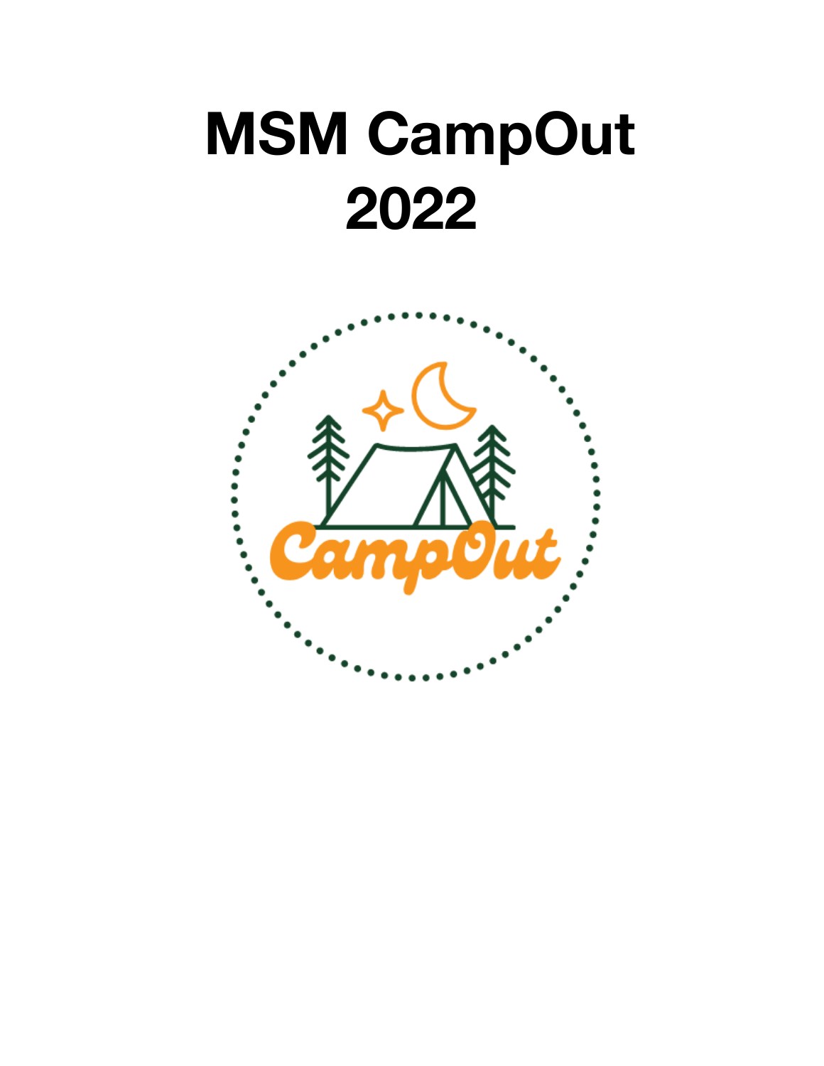# MSM CampOut 2022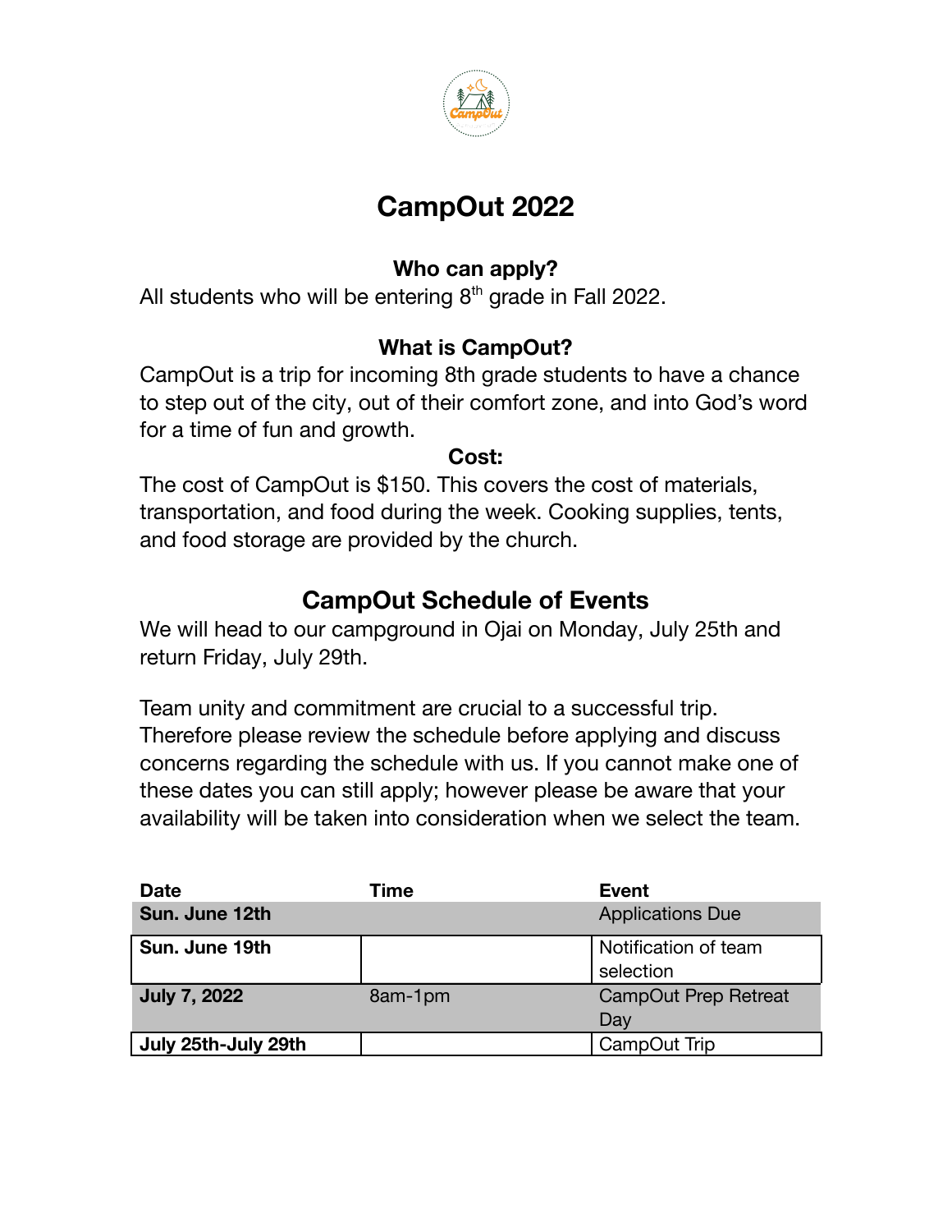# CampOut 2022

### Who can apply?

All students who will be entering 8th grade in Fall 2022.

### What is CampOut?

CampOut is a trip for incoming 8th grade students to have a chance to step out of the city, out of their comfort zone, and into God's word for a time of fun and growth.

### Cost:

The cost of CampOut is $150. This covers the cost of materials, transportation, and food during the week. Cooking supplies, tents, and food storage are provided by the church.

## CampOut Schedule of Events

We will head to our campground in Ojai on Monday, July 25th and return Friday, July 29th.

Team unity and commitment are crucial to a successful trip. Therefore please review the schedule before applying and discuss concerns regarding the schedule with us. If you cannot make one of these dates you can still apply; however please be aware that your availability will be taken into consideration when we select the team.

| Date | Time | Event |
|---|---|---|
| **Sun. June 12th** | | Applications Due |
| **Sun. June 19th** | | Notification of team selection |
| **July 7, 2022** | 8am-1pm | CampOut Prep Retreat Day |
| **July 25th-July 29th** | | CampOut Trip |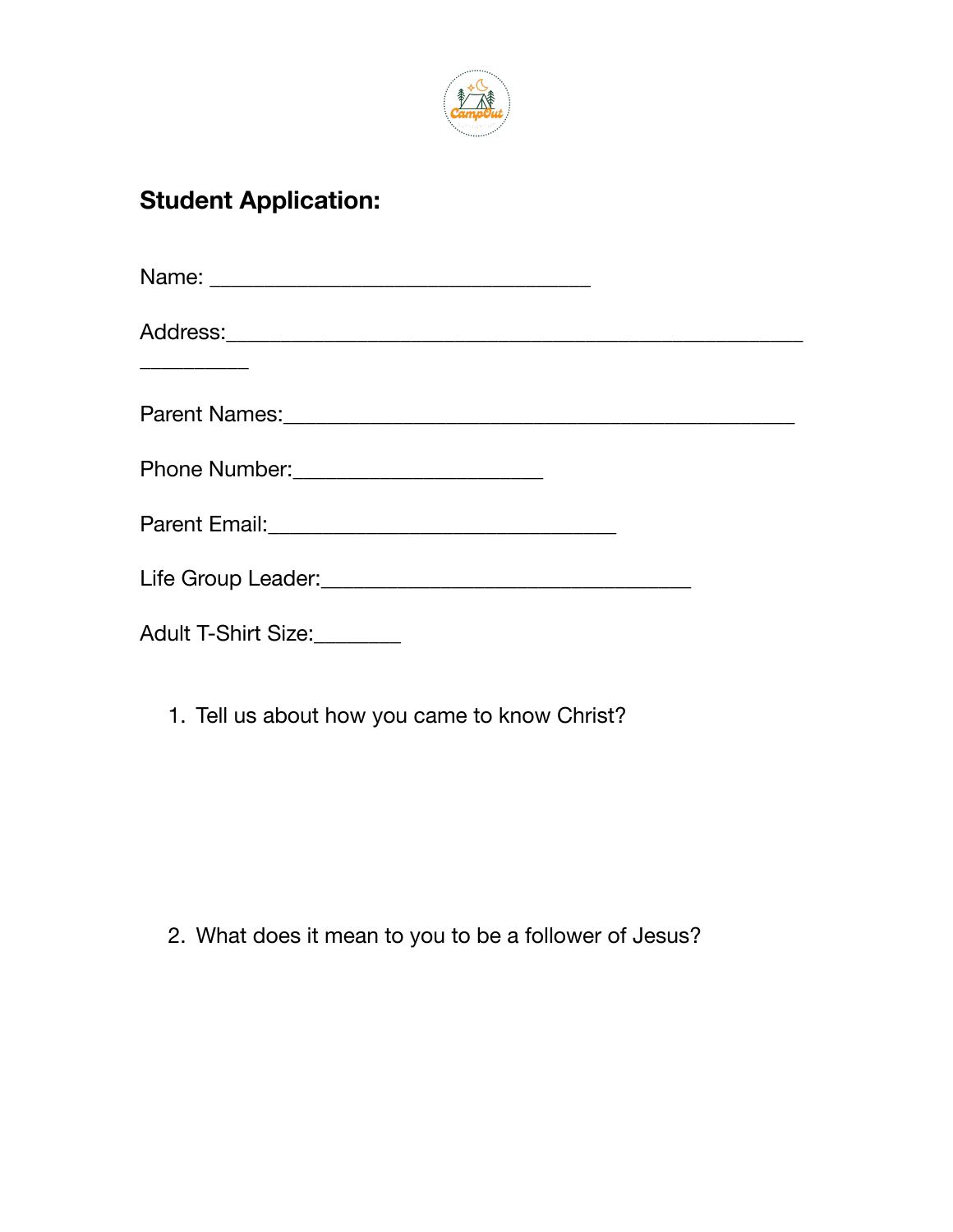## Student Application:

Name: ________________________________

Address:________________________________________________
_________

Parent Names:___________________________________________

Phone Number:_____________________

Parent Email:_____________________________

Life Group Leader:_______________________________

Adult T-Shirt Size:_______

1. Tell us about how you came to know Christ?

2. What does it mean to you to be a follower of Jesus?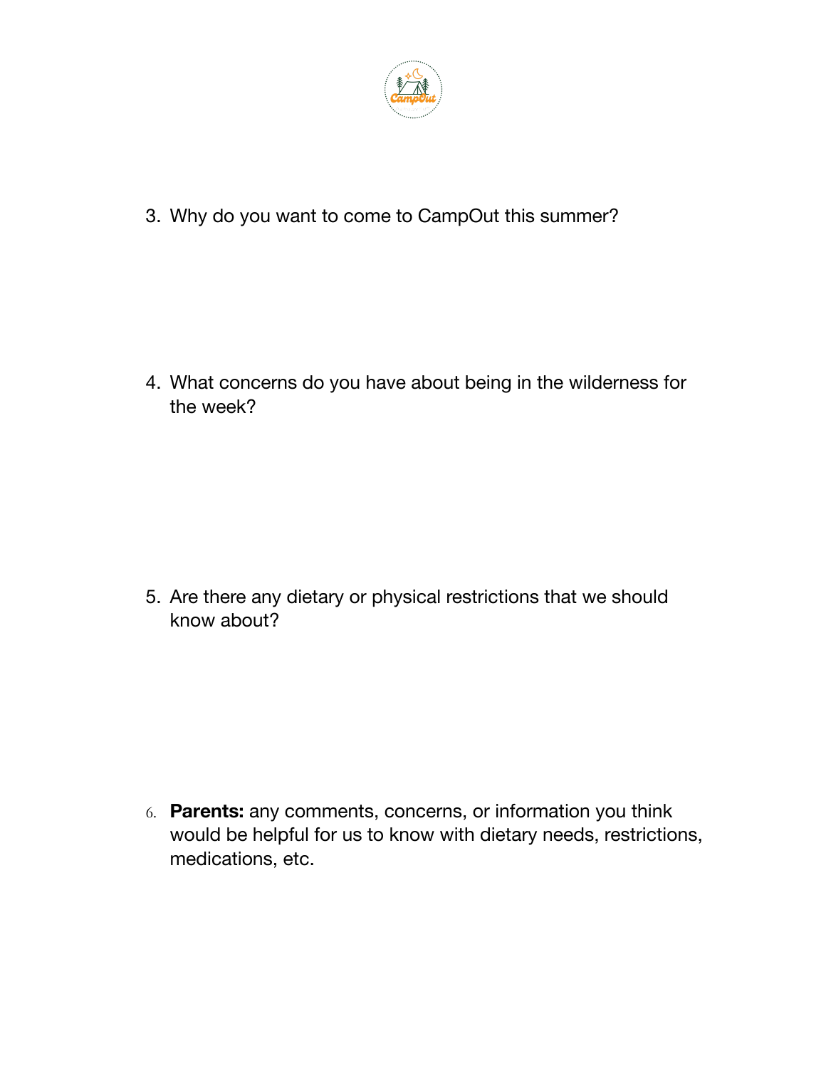3. Why do you want to come to CampOut this summer?

4. What concerns do you have about being in the wilderness for the week?

5. Are there any dietary or physical restrictions that we should know about?

6. **Parents:** any comments, concerns, or information you think would be helpful for us to know with dietary needs, restrictions, medications, etc.